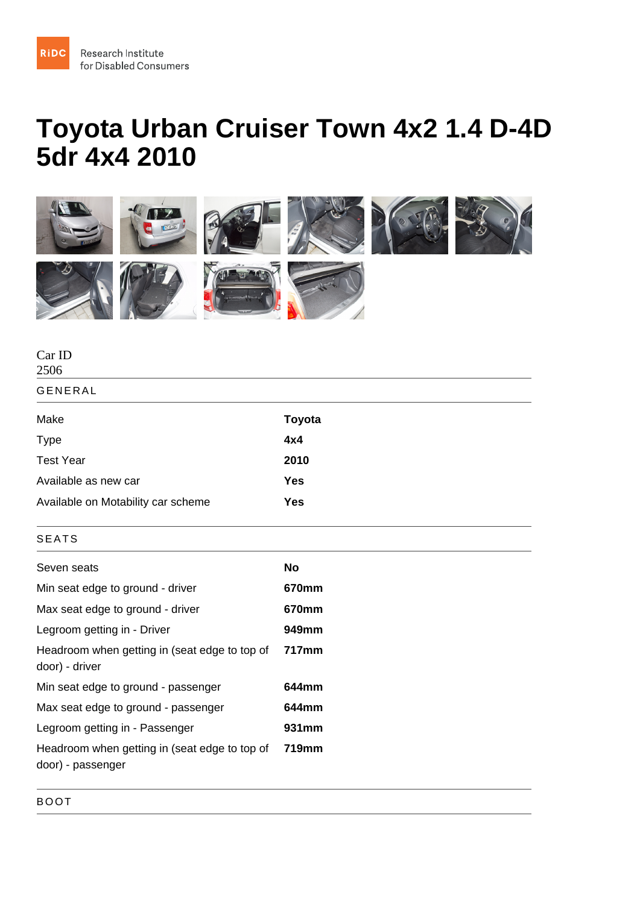RiDC Research Institute for Disabled Consumers

# Toyota Urban Cruiser Town 4x2 1.4 D-4D 5dr 4x4 2010

Car ID
2506

## GENERAL

| | |
|---|---|
| Make | **Toyota** |
| Type | **4x4** |
| Test Year | **2010** |
| Available as new car | **Yes** |
| Available on Motability car scheme | **Yes** |

## SEATS

| | |
|---|---|
| Seven seats | **No** |
| Min seat edge to ground - driver | **670mm** |
| Max seat edge to ground - driver | **670mm** |
| Legroom getting in - Driver | **949mm** |
| Headroom when getting in (seat edge to top of door) - driver | **717mm** |
| Min seat edge to ground - passenger | **644mm** |
| Max seat edge to ground - passenger | **644mm** |
| Legroom getting in - Passenger | **931mm** |
| Headroom when getting in (seat edge to top of door) - passenger | **719mm** |

## BOOT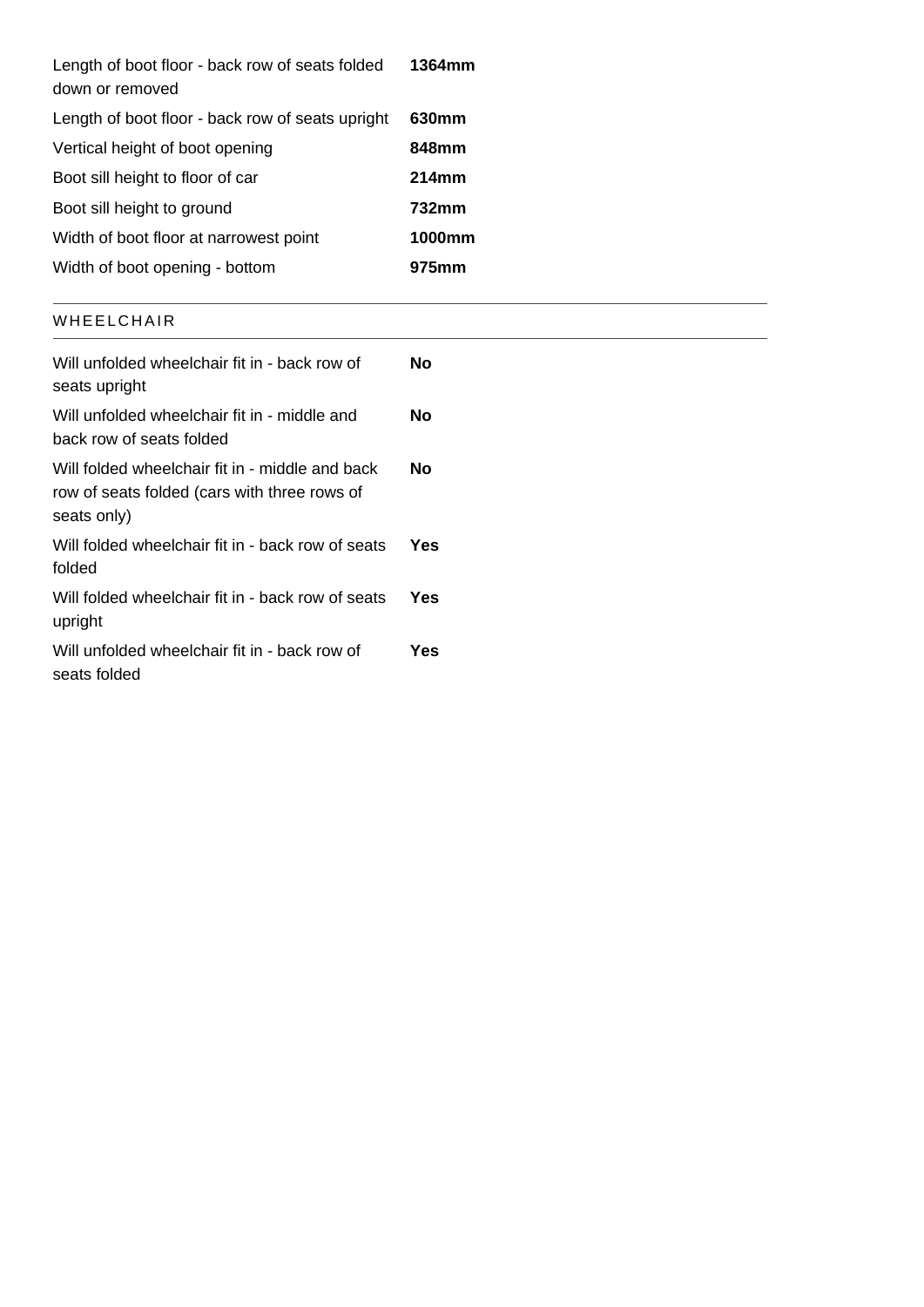| | |
|---|---|
| Length of boot floor - back row of seats folded down or removed | **1364mm** |
| Length of boot floor - back row of seats upright | **630mm** |
| Vertical height of boot opening | **848mm** |
| Boot sill height to floor of car | **214mm** |
| Boot sill height to ground | **732mm** |
| Width of boot floor at narrowest point | **1000mm** |
| Width of boot opening - bottom | **975mm** |

## WHEELCHAIR

| | |
|---|---|
| Will unfolded wheelchair fit in - back row of seats upright | **No** |
| Will unfolded wheelchair fit in - middle and back row of seats folded | **No** |
| Will folded wheelchair fit in - middle and back row of seats folded (cars with three rows of seats only) | **No** |
| Will folded wheelchair fit in - back row of seats folded | **Yes** |
| Will folded wheelchair fit in - back row of seats upright | **Yes** |
| Will unfolded wheelchair fit in - back row of seats folded | **Yes** |